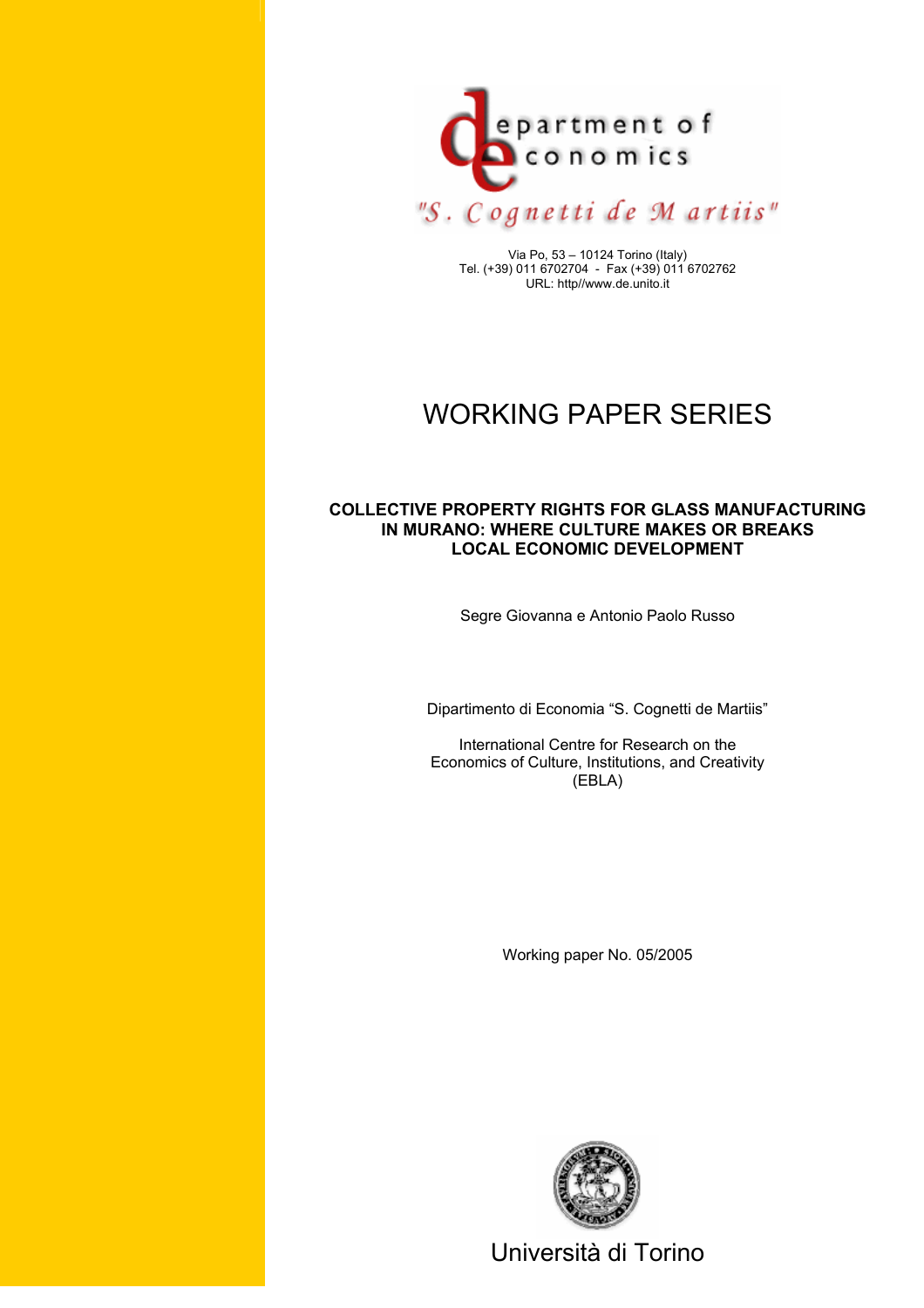department of economics

"S. Cognetti de Martiis"

Via Po, 53 – 10124 Torino (Italy)
Tel. (+39) 011 6702704 - Fax (+39) 011 6702762
URL: http//www.de.unito.it

# WORKING PAPER SERIES

## COLLECTIVE PROPERTY RIGHTS FOR GLASS MANUFACTURING IN MURANO: WHERE CULTURE MAKES OR BREAKS LOCAL ECONOMIC DEVELOPMENT

Segre Giovanna e Antonio Paolo Russo

Dipartimento di Economia "S. Cognetti de Martiis"

International Centre for Research on the Economics of Culture, Institutions, and Creativity (EBLA)

Working paper No. 05/2005

Università di Torino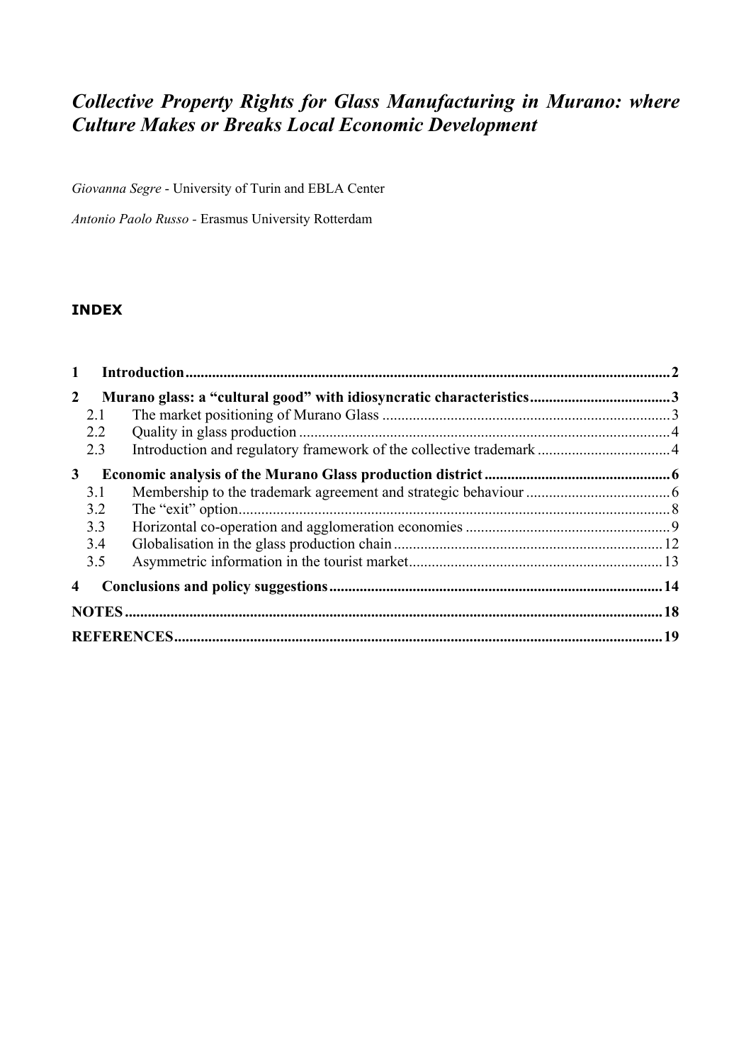# *Collective Property Rights for Glass Manufacturing in Murano: where Culture Makes or Breaks Local Economic Development*

*Giovanna Segre* - University of Turin and EBLA Center

*Antonio Paolo Russo* - Erasmus University Rotterdam

**INDEX**

**1 Introduction** .......... 2

**2 Murano glass: a "cultural good" with idiosyncratic characteristics** .......... 3

- 2.1 The market positioning of Murano Glass .......... 3
- 2.2 Quality in glass production .......... 4
- 2.3 Introduction and regulatory framework of the collective trademark .......... 4

**3 Economic analysis of the Murano Glass production district** .......... 6

- 3.1 Membership to the trademark agreement and strategic behaviour .......... 6
- 3.2 The "exit" option .......... 8
- 3.3 Horizontal co-operation and agglomeration economies .......... 9
- 3.4 Globalisation in the glass production chain .......... 12
- 3.5 Asymmetric information in the tourist market .......... 13

**4 Conclusions and policy suggestions** .......... 14

**NOTES** .......... 18

**REFERENCES** .......... 19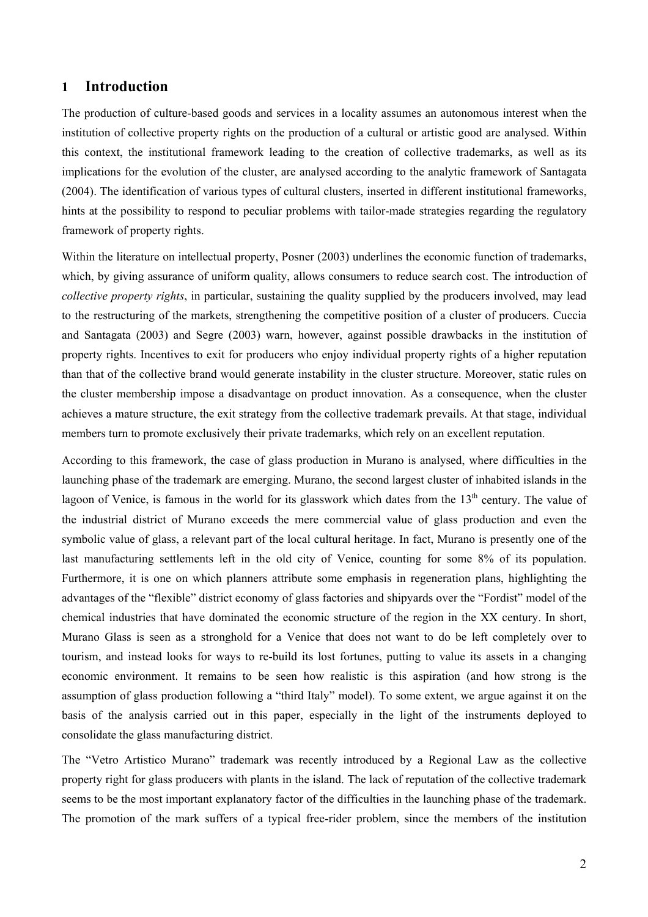## 1 Introduction

The production of culture-based goods and services in a locality assumes an autonomous interest when the institution of collective property rights on the production of a cultural or artistic good are analysed. Within this context, the institutional framework leading to the creation of collective trademarks, as well as its implications for the evolution of the cluster, are analysed according to the analytic framework of Santagata (2004). The identification of various types of cultural clusters, inserted in different institutional frameworks, hints at the possibility to respond to peculiar problems with tailor-made strategies regarding the regulatory framework of property rights.

Within the literature on intellectual property, Posner (2003) underlines the economic function of trademarks, which, by giving assurance of uniform quality, allows consumers to reduce search cost. The introduction of *collective property rights*, in particular, sustaining the quality supplied by the producers involved, may lead to the restructuring of the markets, strengthening the competitive position of a cluster of producers. Cuccia and Santagata (2003) and Segre (2003) warn, however, against possible drawbacks in the institution of property rights. Incentives to exit for producers who enjoy individual property rights of a higher reputation than that of the collective brand would generate instability in the cluster structure. Moreover, static rules on the cluster membership impose a disadvantage on product innovation. As a consequence, when the cluster achieves a mature structure, the exit strategy from the collective trademark prevails. At that stage, individual members turn to promote exclusively their private trademarks, which rely on an excellent reputation.

According to this framework, the case of glass production in Murano is analysed, where difficulties in the launching phase of the trademark are emerging. Murano, the second largest cluster of inhabited islands in the lagoon of Venice, is famous in the world for its glasswork which dates from the 13th century. The value of the industrial district of Murano exceeds the mere commercial value of glass production and even the symbolic value of glass, a relevant part of the local cultural heritage. In fact, Murano is presently one of the last manufacturing settlements left in the old city of Venice, counting for some 8% of its population. Furthermore, it is one on which planners attribute some emphasis in regeneration plans, highlighting the advantages of the "flexible" district economy of glass factories and shipyards over the "Fordist" model of the chemical industries that have dominated the economic structure of the region in the XX century. In short, Murano Glass is seen as a stronghold for a Venice that does not want to do be left completely over to tourism, and instead looks for ways to re-build its lost fortunes, putting to value its assets in a changing economic environment. It remains to be seen how realistic is this aspiration (and how strong is the assumption of glass production following a "third Italy" model). To some extent, we argue against it on the basis of the analysis carried out in this paper, especially in the light of the instruments deployed to consolidate the glass manufacturing district.

The "Vetro Artistico Murano" trademark was recently introduced by a Regional Law as the collective property right for glass producers with plants in the island. The lack of reputation of the collective trademark seems to be the most important explanatory factor of the difficulties in the launching phase of the trademark. The promotion of the mark suffers of a typical free-rider problem, since the members of the institution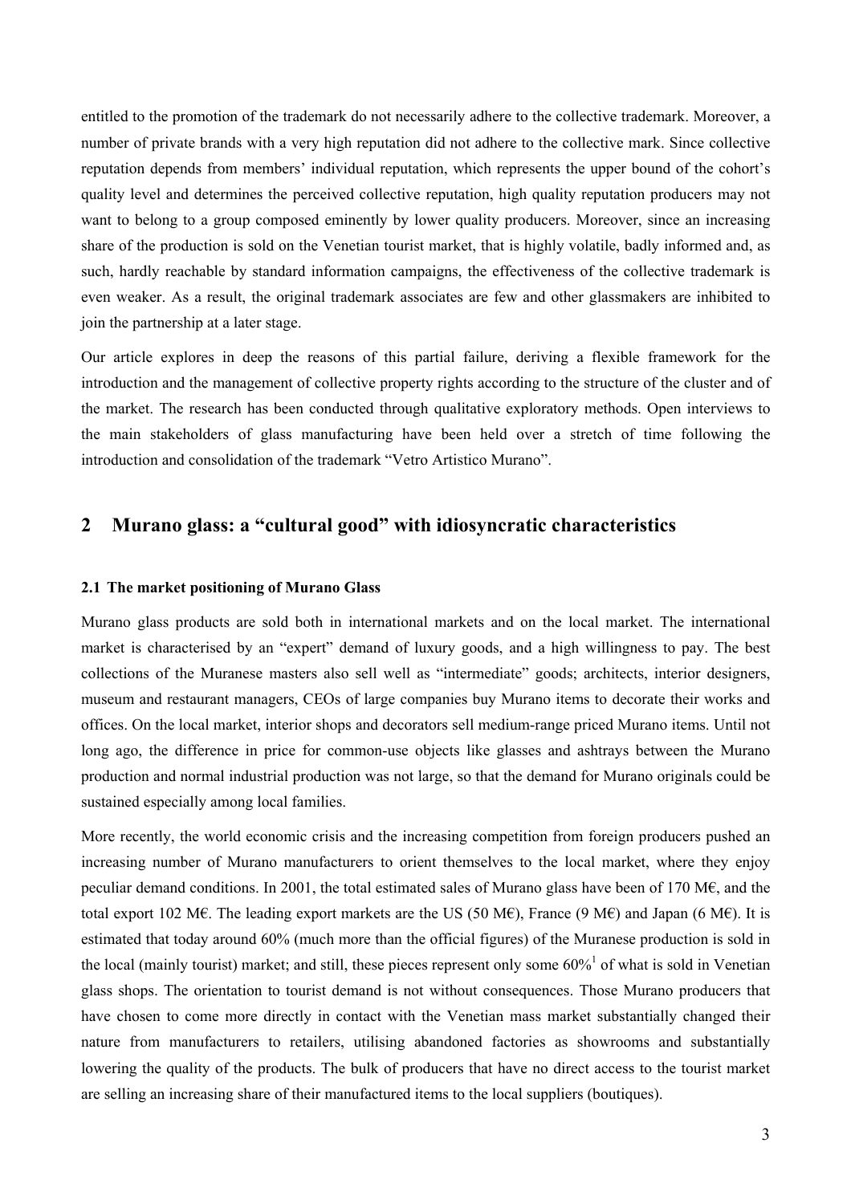entitled to the promotion of the trademark do not necessarily adhere to the collective trademark. Moreover, a number of private brands with a very high reputation did not adhere to the collective mark. Since collective reputation depends from members' individual reputation, which represents the upper bound of the cohort's quality level and determines the perceived collective reputation, high quality reputation producers may not want to belong to a group composed eminently by lower quality producers. Moreover, since an increasing share of the production is sold on the Venetian tourist market, that is highly volatile, badly informed and, as such, hardly reachable by standard information campaigns, the effectiveness of the collective trademark is even weaker. As a result, the original trademark associates are few and other glassmakers are inhibited to join the partnership at a later stage.

Our article explores in deep the reasons of this partial failure, deriving a flexible framework for the introduction and the management of collective property rights according to the structure of the cluster and of the market. The research has been conducted through qualitative exploratory methods. Open interviews to the main stakeholders of glass manufacturing have been held over a stretch of time following the introduction and consolidation of the trademark "Vetro Artistico Murano".

## 2 Murano glass: a "cultural good" with idiosyncratic characteristics

### 2.1 The market positioning of Murano Glass

Murano glass products are sold both in international markets and on the local market. The international market is characterised by an "expert" demand of luxury goods, and a high willingness to pay. The best collections of the Muranese masters also sell well as "intermediate" goods; architects, interior designers, museum and restaurant managers, CEOs of large companies buy Murano items to decorate their works and offices. On the local market, interior shops and decorators sell medium-range priced Murano items. Until not long ago, the difference in price for common-use objects like glasses and ashtrays between the Murano production and normal industrial production was not large, so that the demand for Murano originals could be sustained especially among local families.

More recently, the world economic crisis and the increasing competition from foreign producers pushed an increasing number of Murano manufacturers to orient themselves to the local market, where they enjoy peculiar demand conditions. In 2001, the total estimated sales of Murano glass have been of 170 M€, and the total export 102 M€. The leading export markets are the US (50 M€), France (9 M€) and Japan (6 M€). It is estimated that today around 60% (much more than the official figures) of the Muranese production is sold in the local (mainly tourist) market; and still, these pieces represent only some 60%[1] of what is sold in Venetian glass shops. The orientation to tourist demand is not without consequences. Those Murano producers that have chosen to come more directly in contact with the Venetian mass market substantially changed their nature from manufacturers to retailers, utilising abandoned factories as showrooms and substantially lowering the quality of the products. The bulk of producers that have no direct access to the tourist market are selling an increasing share of their manufactured items to the local suppliers (boutiques).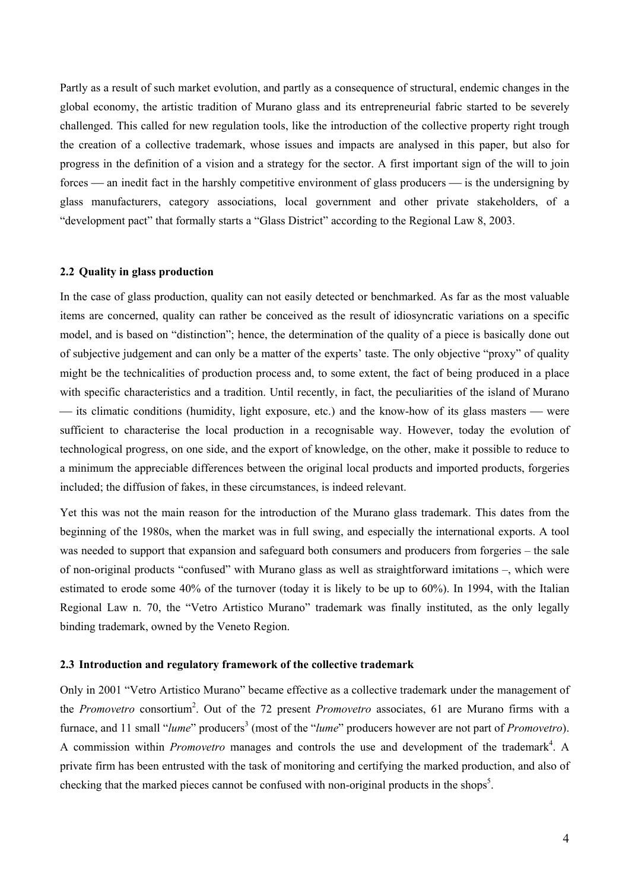Partly as a result of such market evolution, and partly as a consequence of structural, endemic changes in the global economy, the artistic tradition of Murano glass and its entrepreneurial fabric started to be severely challenged. This called for new regulation tools, like the introduction of the collective property right trough the creation of a collective trademark, whose issues and impacts are analysed in this paper, but also for progress in the definition of a vision and a strategy for the sector. A first important sign of the will to join forces — an inedit fact in the harshly competitive environment of glass producers — is the undersigning by glass manufacturers, category associations, local government and other private stakeholders, of a "development pact" that formally starts a "Glass District" according to the Regional Law 8, 2003.

### 2.2 Quality in glass production

In the case of glass production, quality can not easily detected or benchmarked. As far as the most valuable items are concerned, quality can rather be conceived as the result of idiosyncratic variations on a specific model, and is based on "distinction"; hence, the determination of the quality of a piece is basically done out of subjective judgement and can only be a matter of the experts' taste. The only objective "proxy" of quality might be the technicalities of production process and, to some extent, the fact of being produced in a place with specific characteristics and a tradition. Until recently, in fact, the peculiarities of the island of Murano — its climatic conditions (humidity, light exposure, etc.) and the know-how of its glass masters — were sufficient to characterise the local production in a recognisable way. However, today the evolution of technological progress, on one side, and the export of knowledge, on the other, make it possible to reduce to a minimum the appreciable differences between the original local products and imported products, forgeries included; the diffusion of fakes, in these circumstances, is indeed relevant.

Yet this was not the main reason for the introduction of the Murano glass trademark. This dates from the beginning of the 1980s, when the market was in full swing, and especially the international exports. A tool was needed to support that expansion and safeguard both consumers and producers from forgeries – the sale of non-original products "confused" with Murano glass as well as straightforward imitations –, which were estimated to erode some 40% of the turnover (today it is likely to be up to 60%). In 1994, with the Italian Regional Law n. 70, the "Vetro Artistico Murano" trademark was finally instituted, as the only legally binding trademark, owned by the Veneto Region.

### 2.3 Introduction and regulatory framework of the collective trademark

Only in 2001 "Vetro Artistico Murano" became effective as a collective trademark under the management of the *Promovetro* consortium[2]. Out of the 72 present *Promovetro* associates, 61 are Murano firms with a furnace, and 11 small "*lume*" producers[3] (most of the "*lume*" producers however are not part of *Promovetro*). A commission within *Promovetro* manages and controls the use and development of the trademark[4]. A private firm has been entrusted with the task of monitoring and certifying the marked production, and also of checking that the marked pieces cannot be confused with non-original products in the shops[5].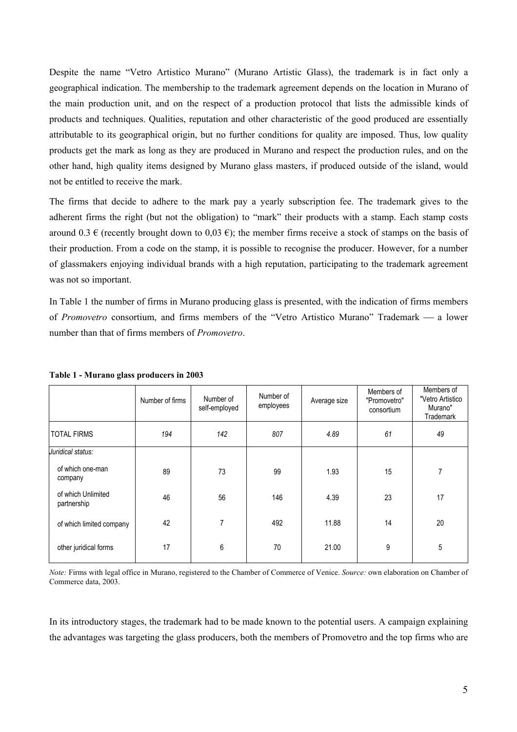Despite the name "Vetro Artistico Murano" (Murano Artistic Glass), the trademark is in fact only a geographical indication. The membership to the trademark agreement depends on the location in Murano of the main production unit, and on the respect of a production protocol that lists the admissible kinds of products and techniques. Qualities, reputation and other characteristic of the good produced are essentially attributable to its geographical origin, but no further conditions for quality are imposed. Thus, low quality products get the mark as long as they are produced in Murano and respect the production rules, and on the other hand, high quality items designed by Murano glass masters, if produced outside of the island, would not be entitled to receive the mark.

The firms that decide to adhere to the mark pay a yearly subscription fee. The trademark gives to the adherent firms the right (but not the obligation) to "mark" their products with a stamp. Each stamp costs around 0.3 € (recently brought down to 0,03 €); the member firms receive a stock of stamps on the basis of their production. From a code on the stamp, it is possible to recognise the producer. However, for a number of glassmakers enjoying individual brands with a high reputation, participating to the trademark agreement was not so important.

In Table 1 the number of firms in Murano producing glass is presented, with the indication of firms members of *Promovetro* consortium, and firms members of the "Vetro Artistico Murano" Trademark — a lower number than that of firms members of *Promovetro*.

**Table 1 - Murano glass producers in 2003**

| | Number of firms | Number of self-employed | Number of employees | Average size | Members of "Promovetro" consortium | Members of "Vetro Artistico Murano" Trademark |
|---|---|---|---|---|---|---|
| TOTAL FIRMS | *194* | *142* | *807* | *4.89* | *61* | *49* |
| *Juridical status:* | | | | | | |
| of which one-man company | 89 | 73 | 99 | 1.93 | 15 | 7 |
| of which Unlimited partnership | 46 | 56 | 146 | 4.39 | 23 | 17 |
| of which limited company | 42 | 7 | 492 | 11.88 | 14 | 20 |
| other juridical forms | 17 | 6 | 70 | 21.00 | 9 | 5 |

*Note:* Firms with legal office in Murano, registered to the Chamber of Commerce of Venice. *Source:* own elaboration on Chamber of Commerce data, 2003.

In its introductory stages, the trademark had to be made known to the potential users. A campaign explaining the advantages was targeting the glass producers, both the members of Promovetro and the top firms who are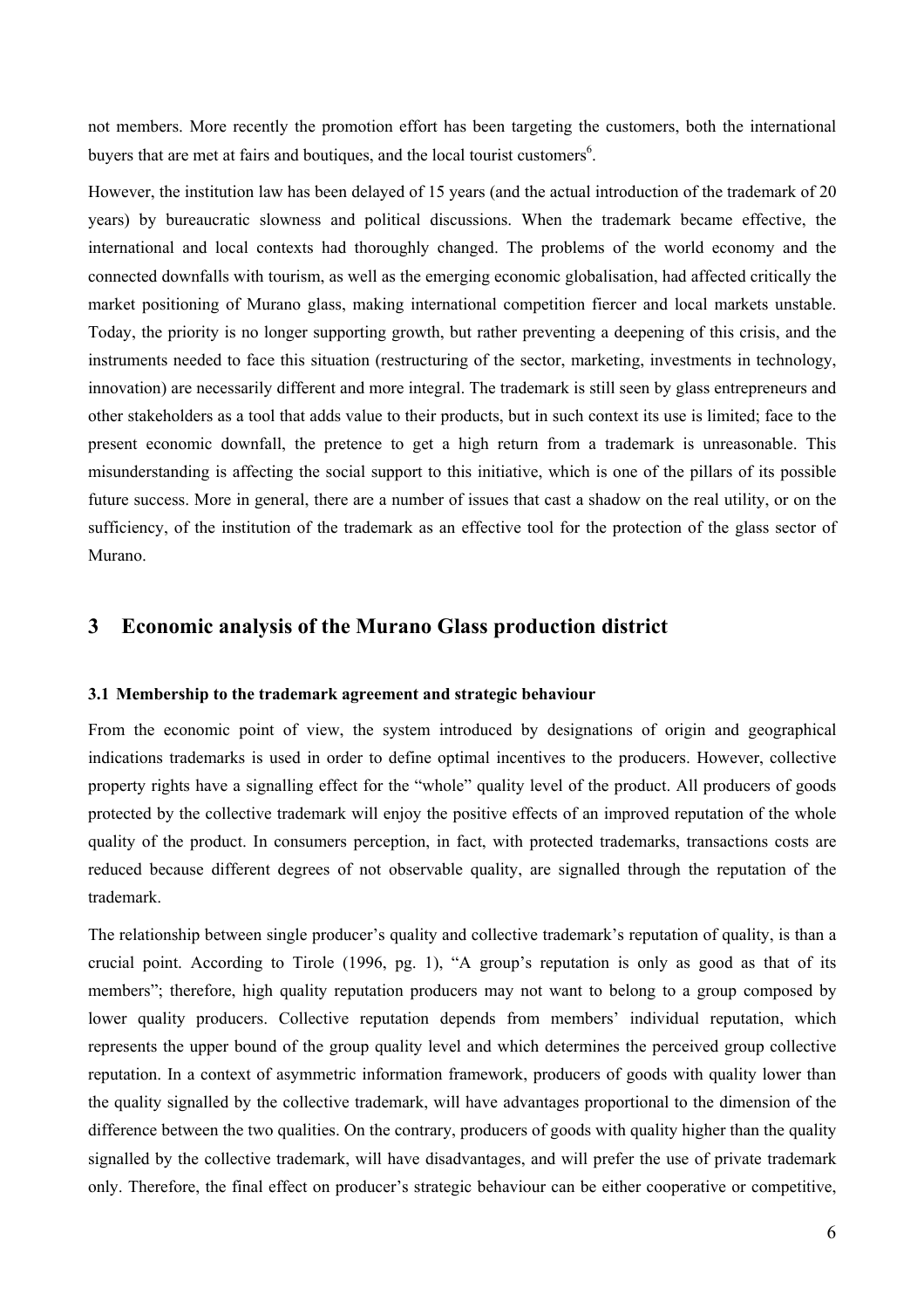not members. More recently the promotion effort has been targeting the customers, both the international buyers that are met at fairs and boutiques, and the local tourist customers[6].

However, the institution law has been delayed of 15 years (and the actual introduction of the trademark of 20 years) by bureaucratic slowness and political discussions. When the trademark became effective, the international and local contexts had thoroughly changed. The problems of the world economy and the connected downfalls with tourism, as well as the emerging economic globalisation, had affected critically the market positioning of Murano glass, making international competition fiercer and local markets unstable. Today, the priority is no longer supporting growth, but rather preventing a deepening of this crisis, and the instruments needed to face this situation (restructuring of the sector, marketing, investments in technology, innovation) are necessarily different and more integral. The trademark is still seen by glass entrepreneurs and other stakeholders as a tool that adds value to their products, but in such context its use is limited; face to the present economic downfall, the pretence to get a high return from a trademark is unreasonable. This misunderstanding is affecting the social support to this initiative, which is one of the pillars of its possible future success. More in general, there are a number of issues that cast a shadow on the real utility, or on the sufficiency, of the institution of the trademark as an effective tool for the protection of the glass sector of Murano.

## 3 Economic analysis of the Murano Glass production district

### 3.1 Membership to the trademark agreement and strategic behaviour

From the economic point of view, the system introduced by designations of origin and geographical indications trademarks is used in order to define optimal incentives to the producers. However, collective property rights have a signalling effect for the "whole" quality level of the product. All producers of goods protected by the collective trademark will enjoy the positive effects of an improved reputation of the whole quality of the product. In consumers perception, in fact, with protected trademarks, transactions costs are reduced because different degrees of not observable quality, are signalled through the reputation of the trademark.

The relationship between single producer's quality and collective trademark's reputation of quality, is than a crucial point. According to Tirole (1996, pg. 1), "A group's reputation is only as good as that of its members"; therefore, high quality reputation producers may not want to belong to a group composed by lower quality producers. Collective reputation depends from members' individual reputation, which represents the upper bound of the group quality level and which determines the perceived group collective reputation. In a context of asymmetric information framework, producers of goods with quality lower than the quality signalled by the collective trademark, will have advantages proportional to the dimension of the difference between the two qualities. On the contrary, producers of goods with quality higher than the quality signalled by the collective trademark, will have disadvantages, and will prefer the use of private trademark only. Therefore, the final effect on producer's strategic behaviour can be either cooperative or competitive,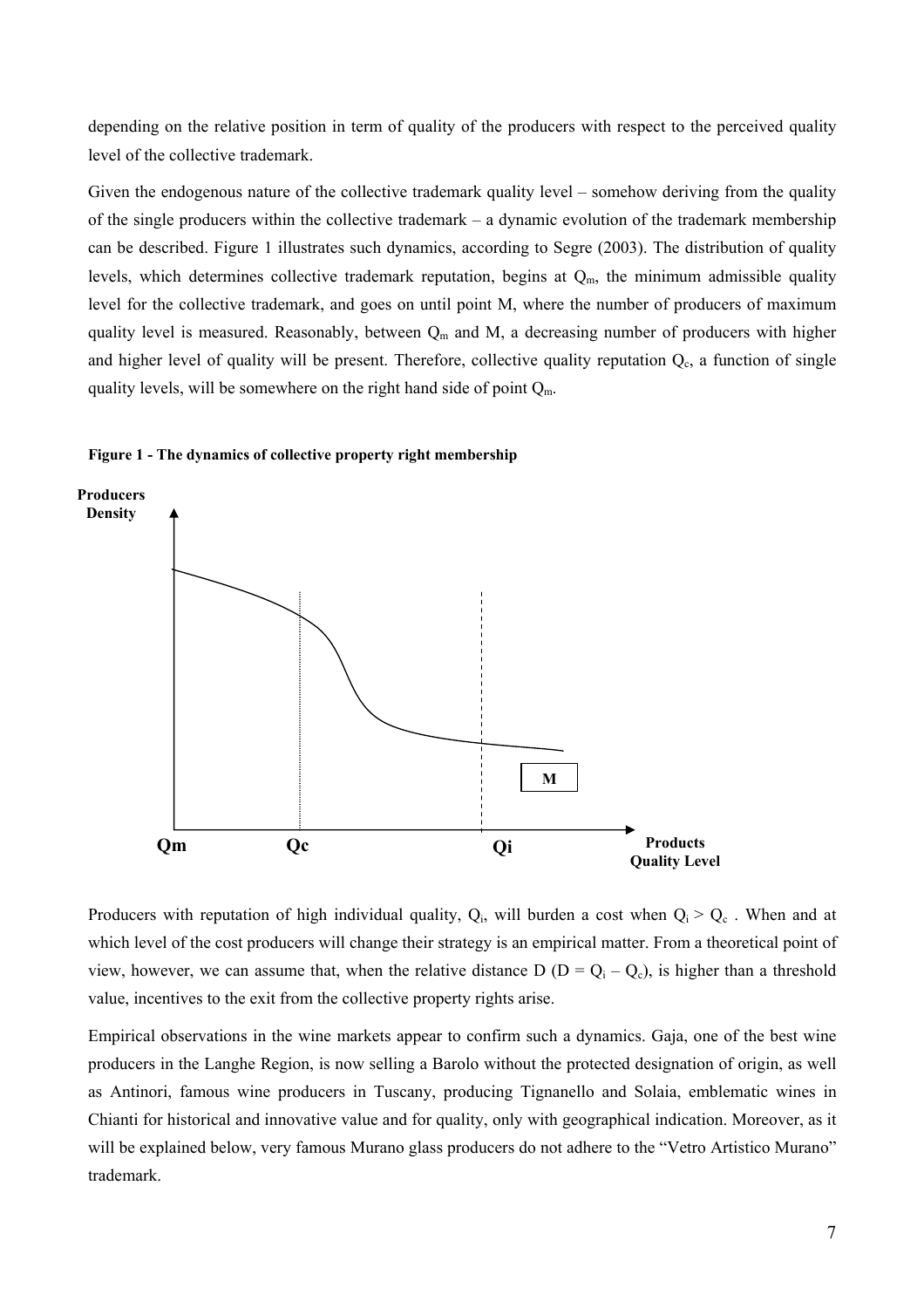depending on the relative position in term of quality of the producers with respect to the perceived quality level of the collective trademark.

Given the endogenous nature of the collective trademark quality level – somehow deriving from the quality of the single producers within the collective trademark – a dynamic evolution of the trademark membership can be described. Figure 1 illustrates such dynamics, according to Segre (2003). The distribution of quality levels, which determines collective trademark reputation, begins at $Q_m$, the minimum admissible quality level for the collective trademark, and goes on until point M, where the number of producers of maximum quality level is measured. Reasonably, between $Q_m$ and M, a decreasing number of producers with higher and higher level of quality will be present. Therefore, collective quality reputation $Q_c$, a function of single quality levels, will be somewhere on the right hand side of point $Q_m$.

**Figure 1 - The dynamics of collective property right membership**

Producers with reputation of high individual quality, $Q_i$, will burden a cost when $Q_i > Q_c$ . When and at which level of the cost producers will change their strategy is an empirical matter. From a theoretical point of view, however, we can assume that, when the relative distance D ($D = Q_i – Q_c$), is higher than a threshold value, incentives to the exit from the collective property rights arise.

Empirical observations in the wine markets appear to confirm such a dynamics. Gaja, one of the best wine producers in the Langhe Region, is now selling a Barolo without the protected designation of origin, as well as Antinori, famous wine producers in Tuscany, producing Tignanello and Solaia, emblematic wines in Chianti for historical and innovative value and for quality, only with geographical indication. Moreover, as it will be explained below, very famous Murano glass producers do not adhere to the "Vetro Artistico Murano" trademark.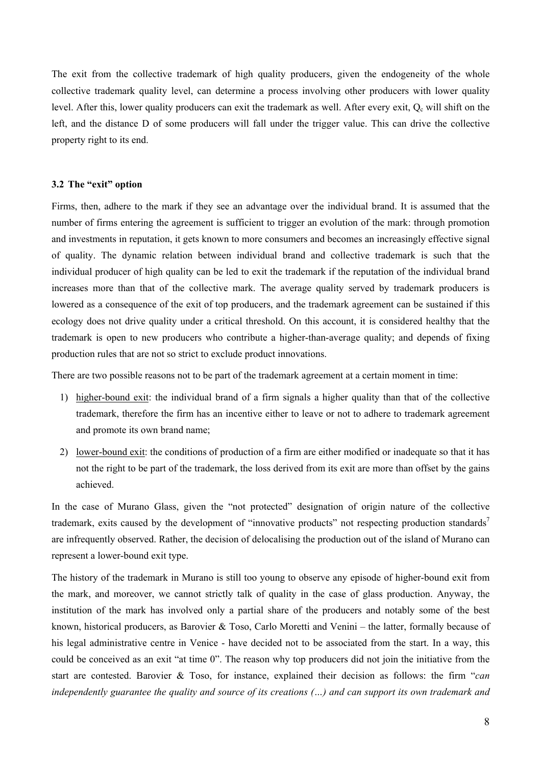The exit from the collective trademark of high quality producers, given the endogeneity of the whole collective trademark quality level, can determine a process involving other producers with lower quality level. After this, lower quality producers can exit the trademark as well. After every exit, $Q_c$ will shift on the left, and the distance D of some producers will fall under the trigger value. This can drive the collective property right to its end.

### 3.2 The "exit" option

Firms, then, adhere to the mark if they see an advantage over the individual brand. It is assumed that the number of firms entering the agreement is sufficient to trigger an evolution of the mark: through promotion and investments in reputation, it gets known to more consumers and becomes an increasingly effective signal of quality. The dynamic relation between individual brand and collective trademark is such that the individual producer of high quality can be led to exit the trademark if the reputation of the individual brand increases more than that of the collective mark. The average quality served by trademark producers is lowered as a consequence of the exit of top producers, and the trademark agreement can be sustained if this ecology does not drive quality under a critical threshold. On this account, it is considered healthy that the trademark is open to new producers who contribute a higher-than-average quality; and depends of fixing production rules that are not so strict to exclude product innovations.

There are two possible reasons not to be part of the trademark agreement at a certain moment in time:

1) higher-bound exit: the individual brand of a firm signals a higher quality than that of the collective trademark, therefore the firm has an incentive either to leave or not to adhere to trademark agreement and promote its own brand name;

2) lower-bound exit: the conditions of production of a firm are either modified or inadequate so that it has not the right to be part of the trademark, the loss derived from its exit are more than offset by the gains achieved.

In the case of Murano Glass, given the "not protected" designation of origin nature of the collective trademark, exits caused by the development of "innovative products" not respecting production standards[7] are infrequently observed. Rather, the decision of delocalising the production out of the island of Murano can represent a lower-bound exit type.

The history of the trademark in Murano is still too young to observe any episode of higher-bound exit from the mark, and moreover, we cannot strictly talk of quality in the case of glass production. Anyway, the institution of the mark has involved only a partial share of the producers and notably some of the best known, historical producers, as Barovier & Toso, Carlo Moretti and Venini – the latter, formally because of his legal administrative centre in Venice - have decided not to be associated from the start. In a way, this could be conceived as an exit "at time 0". The reason why top producers did not join the initiative from the start are contested. Barovier & Toso, for instance, explained their decision as follows: the firm "*can independently guarantee the quality and source of its creations (…) and can support its own trademark and*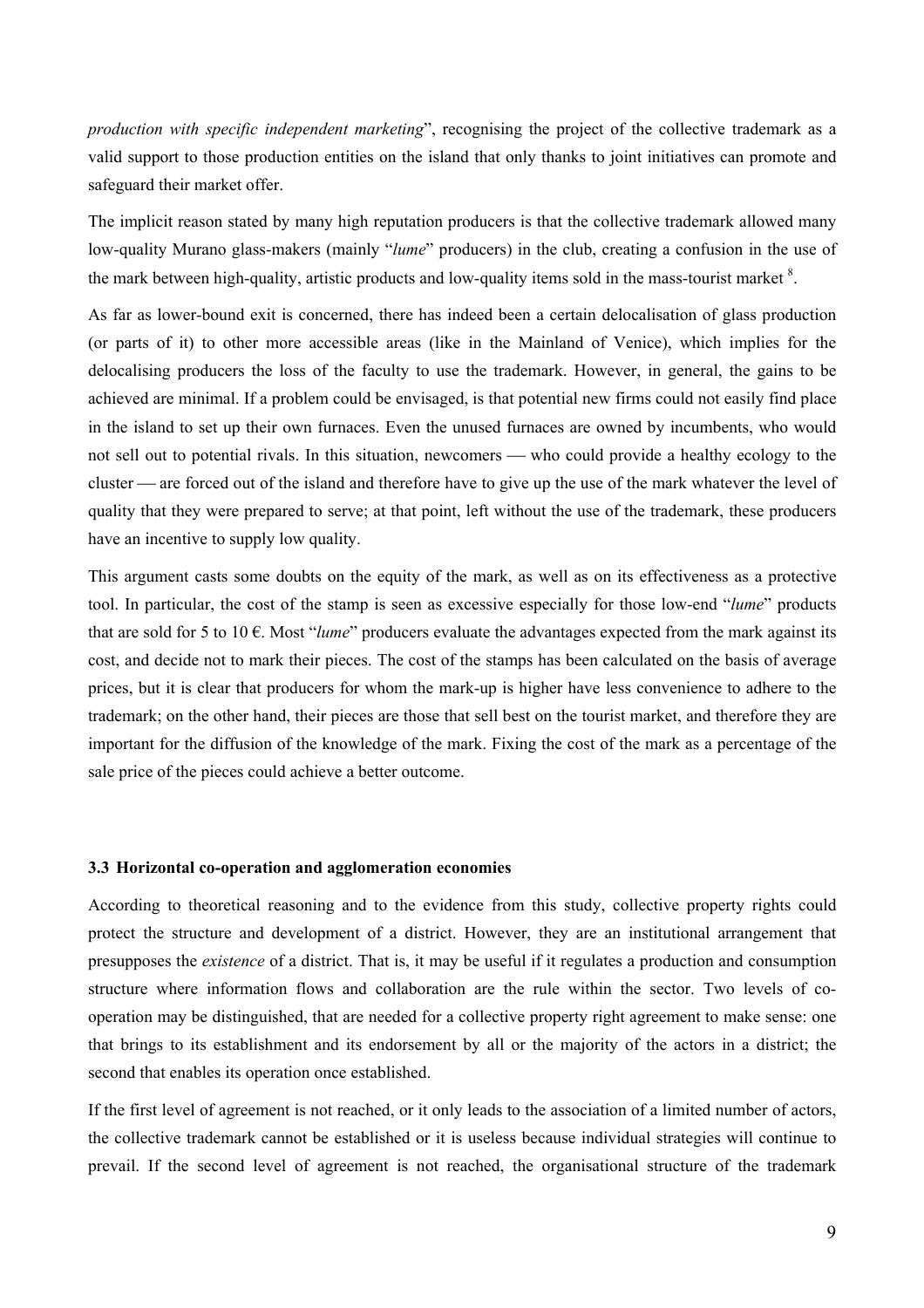*production with specific independent marketing*", recognising the project of the collective trademark as a valid support to those production entities on the island that only thanks to joint initiatives can promote and safeguard their market offer.

The implicit reason stated by many high reputation producers is that the collective trademark allowed many low-quality Murano glass-makers (mainly "*lume*" producers) in the club, creating a confusion in the use of the mark between high-quality, artistic products and low-quality items sold in the mass-tourist market [8].

As far as lower-bound exit is concerned, there has indeed been a certain delocalisation of glass production (or parts of it) to other more accessible areas (like in the Mainland of Venice), which implies for the delocalising producers the loss of the faculty to use the trademark. However, in general, the gains to be achieved are minimal. If a problem could be envisaged, is that potential new firms could not easily find place in the island to set up their own furnaces. Even the unused furnaces are owned by incumbents, who would not sell out to potential rivals. In this situation, newcomers — who could provide a healthy ecology to the cluster — are forced out of the island and therefore have to give up the use of the mark whatever the level of quality that they were prepared to serve; at that point, left without the use of the trademark, these producers have an incentive to supply low quality.

This argument casts some doubts on the equity of the mark, as well as on its effectiveness as a protective tool. In particular, the cost of the stamp is seen as excessive especially for those low-end "*lume*" products that are sold for 5 to 10 €. Most "*lume*" producers evaluate the advantages expected from the mark against its cost, and decide not to mark their pieces. The cost of the stamps has been calculated on the basis of average prices, but it is clear that producers for whom the mark-up is higher have less convenience to adhere to the trademark; on the other hand, their pieces are those that sell best on the tourist market, and therefore they are important for the diffusion of the knowledge of the mark. Fixing the cost of the mark as a percentage of the sale price of the pieces could achieve a better outcome.

### 3.3 Horizontal co-operation and agglomeration economies

According to theoretical reasoning and to the evidence from this study, collective property rights could protect the structure and development of a district. However, they are an institutional arrangement that presupposes the *existence* of a district. That is, it may be useful if it regulates a production and consumption structure where information flows and collaboration are the rule within the sector. Two levels of co-operation may be distinguished, that are needed for a collective property right agreement to make sense: one that brings to its establishment and its endorsement by all or the majority of the actors in a district; the second that enables its operation once established.

If the first level of agreement is not reached, or it only leads to the association of a limited number of actors, the collective trademark cannot be established or it is useless because individual strategies will continue to prevail. If the second level of agreement is not reached, the organisational structure of the trademark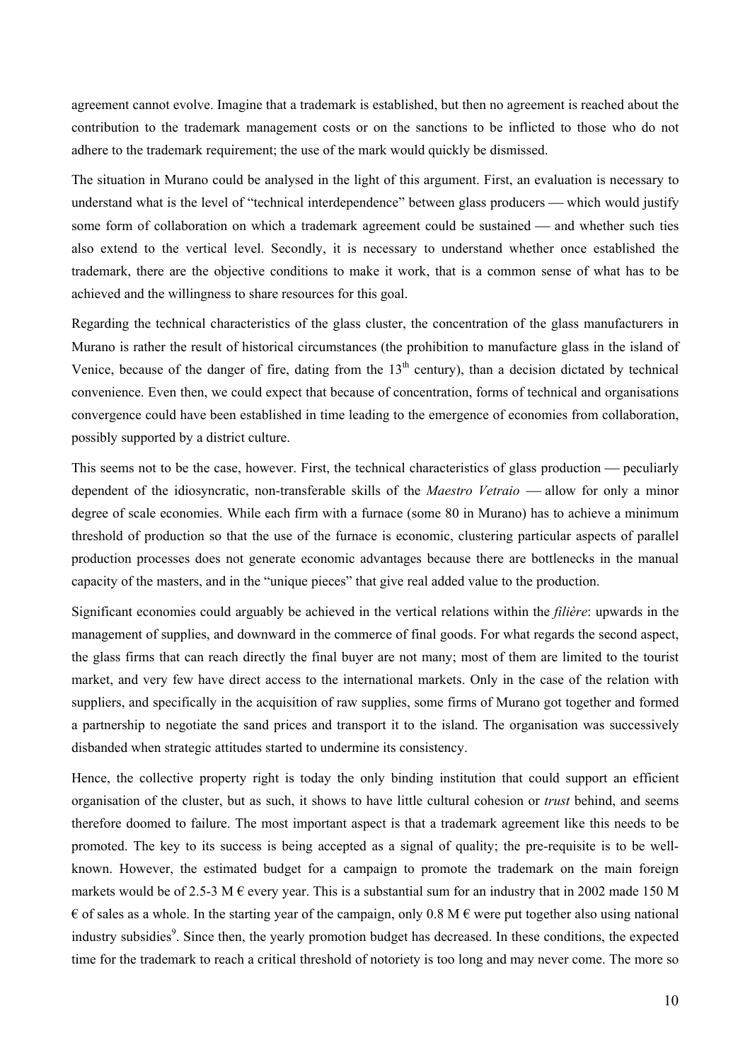agreement cannot evolve. Imagine that a trademark is established, but then no agreement is reached about the contribution to the trademark management costs or on the sanctions to be inflicted to those who do not adhere to the trademark requirement; the use of the mark would quickly be dismissed.

The situation in Murano could be analysed in the light of this argument. First, an evaluation is necessary to understand what is the level of "technical interdependence" between glass producers — which would justify some form of collaboration on which a trademark agreement could be sustained — and whether such ties also extend to the vertical level. Secondly, it is necessary to understand whether once established the trademark, there are the objective conditions to make it work, that is a common sense of what has to be achieved and the willingness to share resources for this goal.

Regarding the technical characteristics of the glass cluster, the concentration of the glass manufacturers in Murano is rather the result of historical circumstances (the prohibition to manufacture glass in the island of Venice, because of the danger of fire, dating from the 13th century), than a decision dictated by technical convenience. Even then, we could expect that because of concentration, forms of technical and organisations convergence could have been established in time leading to the emergence of economies from collaboration, possibly supported by a district culture.

This seems not to be the case, however. First, the technical characteristics of glass production — peculiarly dependent of the idiosyncratic, non-transferable skills of the *Maestro Vetraio* — allow for only a minor degree of scale economies. While each firm with a furnace (some 80 in Murano) has to achieve a minimum threshold of production so that the use of the furnace is economic, clustering particular aspects of parallel production processes does not generate economic advantages because there are bottlenecks in the manual capacity of the masters, and in the "unique pieces" that give real added value to the production.

Significant economies could arguably be achieved in the vertical relations within the *filière*: upwards in the management of supplies, and downward in the commerce of final goods. For what regards the second aspect, the glass firms that can reach directly the final buyer are not many; most of them are limited to the tourist market, and very few have direct access to the international markets. Only in the case of the relation with suppliers, and specifically in the acquisition of raw supplies, some firms of Murano got together and formed a partnership to negotiate the sand prices and transport it to the island. The organisation was successively disbanded when strategic attitudes started to undermine its consistency.

Hence, the collective property right is today the only binding institution that could support an efficient organisation of the cluster, but as such, it shows to have little cultural cohesion or *trust* behind, and seems therefore doomed to failure. The most important aspect is that a trademark agreement like this needs to be promoted. The key to its success is being accepted as a signal of quality; the pre-requisite is to be well-known. However, the estimated budget for a campaign to promote the trademark on the main foreign markets would be of 2.5-3 M € every year. This is a substantial sum for an industry that in 2002 made 150 M € of sales as a whole. In the starting year of the campaign, only 0.8 M € were put together also using national industry subsidies[9]. Since then, the yearly promotion budget has decreased. In these conditions, the expected time for the trademark to reach a critical threshold of notoriety is too long and may never come. The more so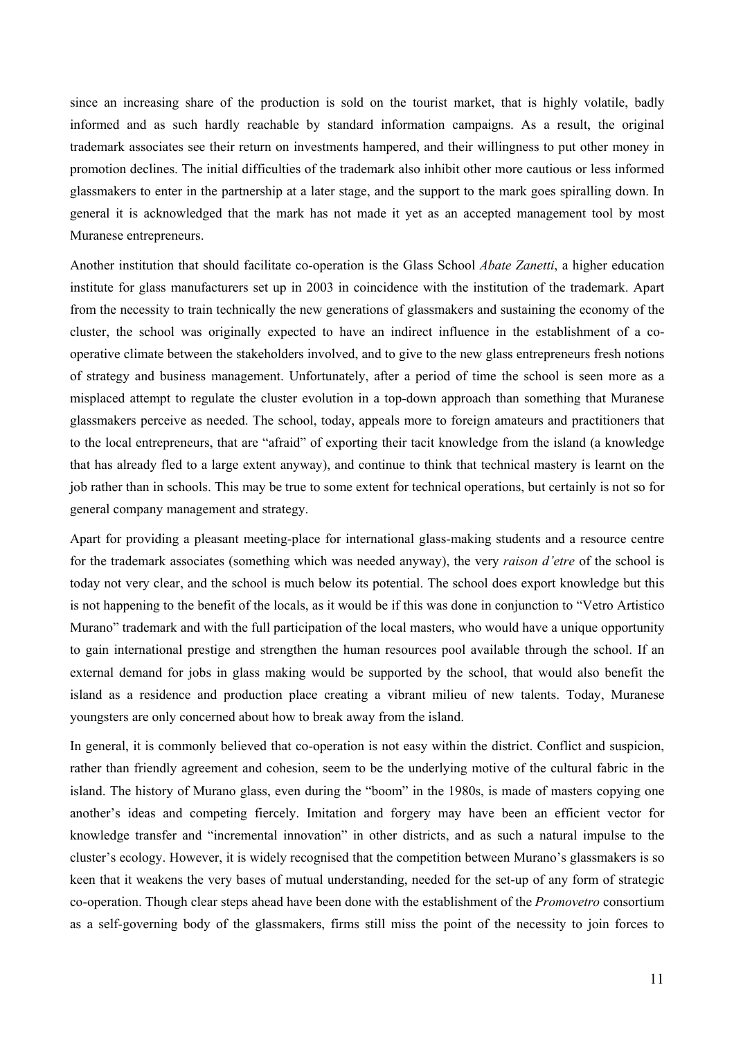since an increasing share of the production is sold on the tourist market, that is highly volatile, badly informed and as such hardly reachable by standard information campaigns. As a result, the original trademark associates see their return on investments hampered, and their willingness to put other money in promotion declines. The initial difficulties of the trademark also inhibit other more cautious or less informed glassmakers to enter in the partnership at a later stage, and the support to the mark goes spiralling down. In general it is acknowledged that the mark has not made it yet as an accepted management tool by most Muranese entrepreneurs.

Another institution that should facilitate co-operation is the Glass School *Abate Zanetti*, a higher education institute for glass manufacturers set up in 2003 in coincidence with the institution of the trademark. Apart from the necessity to train technically the new generations of glassmakers and sustaining the economy of the cluster, the school was originally expected to have an indirect influence in the establishment of a co-operative climate between the stakeholders involved, and to give to the new glass entrepreneurs fresh notions of strategy and business management. Unfortunately, after a period of time the school is seen more as a misplaced attempt to regulate the cluster evolution in a top-down approach than something that Muranese glassmakers perceive as needed. The school, today, appeals more to foreign amateurs and practitioners that to the local entrepreneurs, that are "afraid" of exporting their tacit knowledge from the island (a knowledge that has already fled to a large extent anyway), and continue to think that technical mastery is learnt on the job rather than in schools. This may be true to some extent for technical operations, but certainly is not so for general company management and strategy.

Apart for providing a pleasant meeting-place for international glass-making students and a resource centre for the trademark associates (something which was needed anyway), the very *raison d'etre* of the school is today not very clear, and the school is much below its potential. The school does export knowledge but this is not happening to the benefit of the locals, as it would be if this was done in conjunction to "Vetro Artistico Murano" trademark and with the full participation of the local masters, who would have a unique opportunity to gain international prestige and strengthen the human resources pool available through the school. If an external demand for jobs in glass making would be supported by the school, that would also benefit the island as a residence and production place creating a vibrant milieu of new talents. Today, Muranese youngsters are only concerned about how to break away from the island.

In general, it is commonly believed that co-operation is not easy within the district. Conflict and suspicion, rather than friendly agreement and cohesion, seem to be the underlying motive of the cultural fabric in the island. The history of Murano glass, even during the "boom" in the 1980s, is made of masters copying one another's ideas and competing fiercely. Imitation and forgery may have been an efficient vector for knowledge transfer and "incremental innovation" in other districts, and as such a natural impulse to the cluster's ecology. However, it is widely recognised that the competition between Murano's glassmakers is so keen that it weakens the very bases of mutual understanding, needed for the set-up of any form of strategic co-operation. Though clear steps ahead have been done with the establishment of the *Promovetro* consortium as a self-governing body of the glassmakers, firms still miss the point of the necessity to join forces to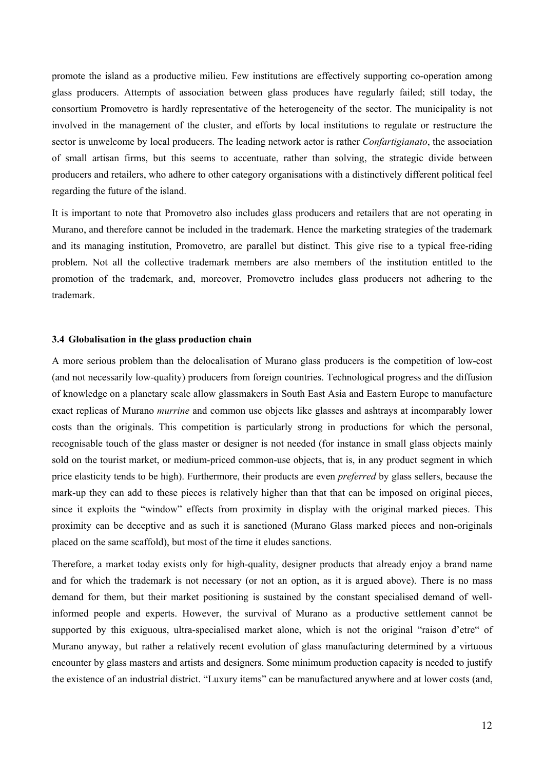promote the island as a productive milieu. Few institutions are effectively supporting co-operation among glass producers. Attempts of association between glass produces have regularly failed; still today, the consortium Promovetro is hardly representative of the heterogeneity of the sector. The municipality is not involved in the management of the cluster, and efforts by local institutions to regulate or restructure the sector is unwelcome by local producers. The leading network actor is rather *Confartigianato*, the association of small artisan firms, but this seems to accentuate, rather than solving, the strategic divide between producers and retailers, who adhere to other category organisations with a distinctively different political feel regarding the future of the island.

It is important to note that Promovetro also includes glass producers and retailers that are not operating in Murano, and therefore cannot be included in the trademark. Hence the marketing strategies of the trademark and its managing institution, Promovetro, are parallel but distinct. This give rise to a typical free-riding problem. Not all the collective trademark members are also members of the institution entitled to the promotion of the trademark, and, moreover, Promovetro includes glass producers not adhering to the trademark.

### 3.4 Globalisation in the glass production chain

A more serious problem than the delocalisation of Murano glass producers is the competition of low-cost (and not necessarily low-quality) producers from foreign countries. Technological progress and the diffusion of knowledge on a planetary scale allow glassmakers in South East Asia and Eastern Europe to manufacture exact replicas of Murano *murrine* and common use objects like glasses and ashtrays at incomparably lower costs than the originals. This competition is particularly strong in productions for which the personal, recognisable touch of the glass master or designer is not needed (for instance in small glass objects mainly sold on the tourist market, or medium-priced common-use objects, that is, in any product segment in which price elasticity tends to be high). Furthermore, their products are even *preferred* by glass sellers, because the mark-up they can add to these pieces is relatively higher than that that can be imposed on original pieces, since it exploits the "window" effects from proximity in display with the original marked pieces. This proximity can be deceptive and as such it is sanctioned (Murano Glass marked pieces and non-originals placed on the same scaffold), but most of the time it eludes sanctions.

Therefore, a market today exists only for high-quality, designer products that already enjoy a brand name and for which the trademark is not necessary (or not an option, as it is argued above). There is no mass demand for them, but their market positioning is sustained by the constant specialised demand of well-informed people and experts. However, the survival of Murano as a productive settlement cannot be supported by this exiguous, ultra-specialised market alone, which is not the original "raison d'etre" of Murano anyway, but rather a relatively recent evolution of glass manufacturing determined by a virtuous encounter by glass masters and artists and designers. Some minimum production capacity is needed to justify the existence of an industrial district. "Luxury items" can be manufactured anywhere and at lower costs (and,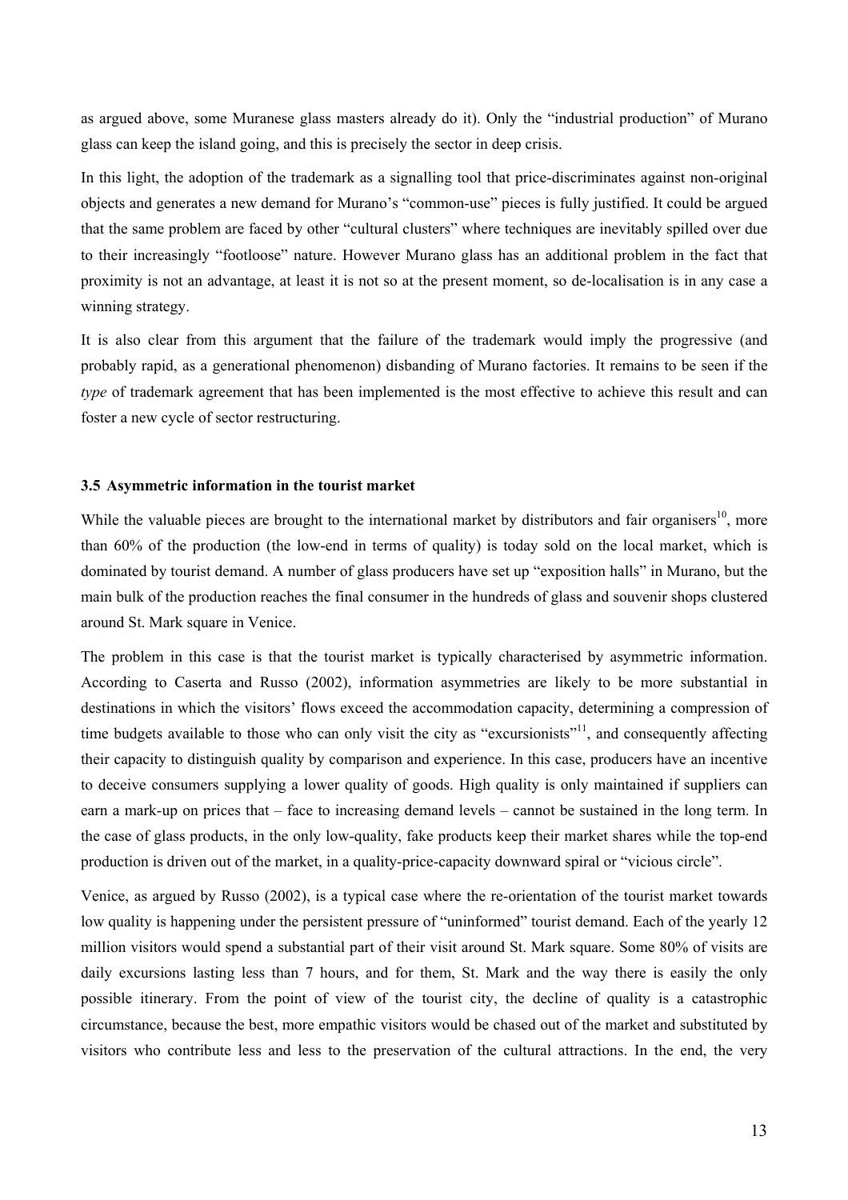as argued above, some Muranese glass masters already do it). Only the "industrial production" of Murano glass can keep the island going, and this is precisely the sector in deep crisis.

In this light, the adoption of the trademark as a signalling tool that price-discriminates against non-original objects and generates a new demand for Murano's "common-use" pieces is fully justified. It could be argued that the same problem are faced by other "cultural clusters" where techniques are inevitably spilled over due to their increasingly "footloose" nature. However Murano glass has an additional problem in the fact that proximity is not an advantage, at least it is not so at the present moment, so de-localisation is in any case a winning strategy.

It is also clear from this argument that the failure of the trademark would imply the progressive (and probably rapid, as a generational phenomenon) disbanding of Murano factories. It remains to be seen if the *type* of trademark agreement that has been implemented is the most effective to achieve this result and can foster a new cycle of sector restructuring.

### 3.5 Asymmetric information in the tourist market

While the valuable pieces are brought to the international market by distributors and fair organisers[10], more than 60% of the production (the low-end in terms of quality) is today sold on the local market, which is dominated by tourist demand. A number of glass producers have set up "exposition halls" in Murano, but the main bulk of the production reaches the final consumer in the hundreds of glass and souvenir shops clustered around St. Mark square in Venice.

The problem in this case is that the tourist market is typically characterised by asymmetric information. According to Caserta and Russo (2002), information asymmetries are likely to be more substantial in destinations in which the visitors' flows exceed the accommodation capacity, determining a compression of time budgets available to those who can only visit the city as "excursionists"[11], and consequently affecting their capacity to distinguish quality by comparison and experience. In this case, producers have an incentive to deceive consumers supplying a lower quality of goods. High quality is only maintained if suppliers can earn a mark-up on prices that – face to increasing demand levels – cannot be sustained in the long term. In the case of glass products, in the only low-quality, fake products keep their market shares while the top-end production is driven out of the market, in a quality-price-capacity downward spiral or "vicious circle".

Venice, as argued by Russo (2002), is a typical case where the re-orientation of the tourist market towards low quality is happening under the persistent pressure of "uninformed" tourist demand. Each of the yearly 12 million visitors would spend a substantial part of their visit around St. Mark square. Some 80% of visits are daily excursions lasting less than 7 hours, and for them, St. Mark and the way there is easily the only possible itinerary. From the point of view of the tourist city, the decline of quality is a catastrophic circumstance, because the best, more empathic visitors would be chased out of the market and substituted by visitors who contribute less and less to the preservation of the cultural attractions. In the end, the very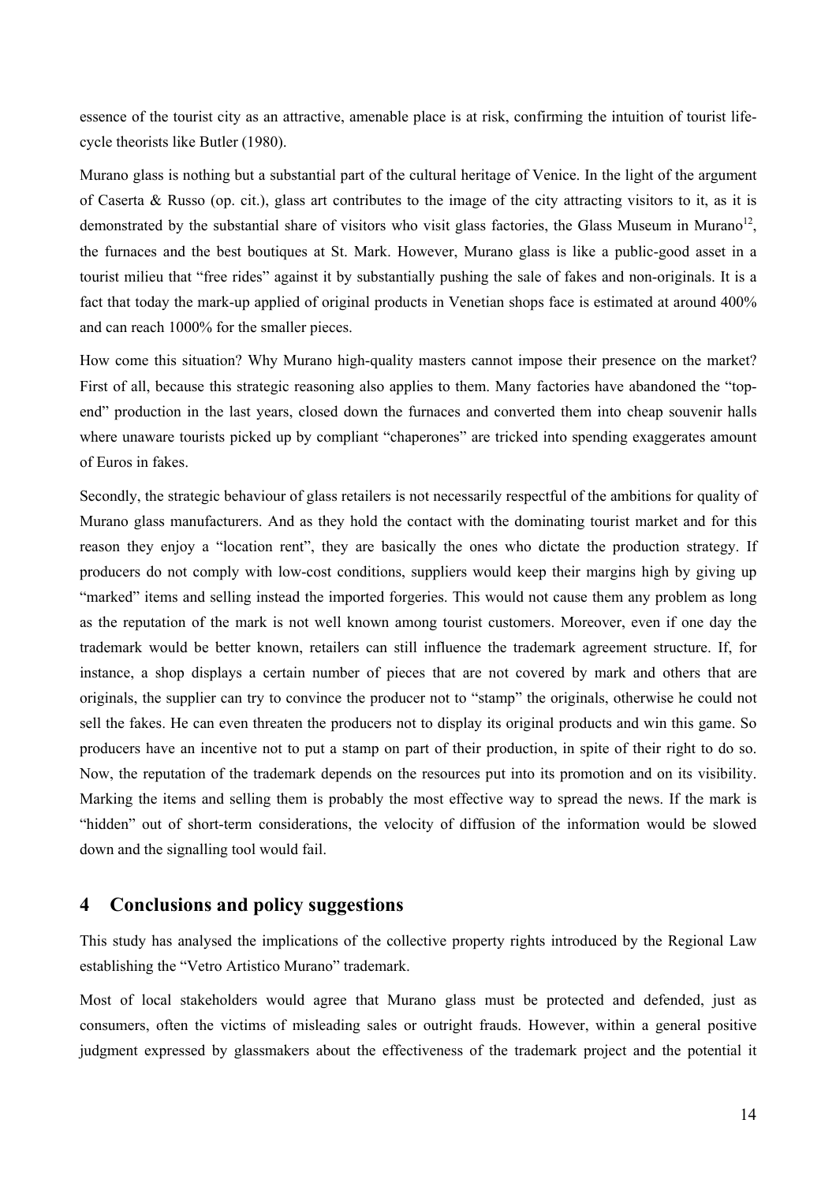essence of the tourist city as an attractive, amenable place is at risk, confirming the intuition of tourist life-cycle theorists like Butler (1980).

Murano glass is nothing but a substantial part of the cultural heritage of Venice. In the light of the argument of Caserta & Russo (op. cit.), glass art contributes to the image of the city attracting visitors to it, as it is demonstrated by the substantial share of visitors who visit glass factories, the Glass Museum in Murano[12], the furnaces and the best boutiques at St. Mark. However, Murano glass is like a public-good asset in a tourist milieu that "free rides" against it by substantially pushing the sale of fakes and non-originals. It is a fact that today the mark-up applied of original products in Venetian shops face is estimated at around 400% and can reach 1000% for the smaller pieces.

How come this situation? Why Murano high-quality masters cannot impose their presence on the market? First of all, because this strategic reasoning also applies to them. Many factories have abandoned the "top-end" production in the last years, closed down the furnaces and converted them into cheap souvenir halls where unaware tourists picked up by compliant "chaperones" are tricked into spending exaggerates amount of Euros in fakes.

Secondly, the strategic behaviour of glass retailers is not necessarily respectful of the ambitions for quality of Murano glass manufacturers. And as they hold the contact with the dominating tourist market and for this reason they enjoy a "location rent", they are basically the ones who dictate the production strategy. If producers do not comply with low-cost conditions, suppliers would keep their margins high by giving up "marked" items and selling instead the imported forgeries. This would not cause them any problem as long as the reputation of the mark is not well known among tourist customers. Moreover, even if one day the trademark would be better known, retailers can still influence the trademark agreement structure. If, for instance, a shop displays a certain number of pieces that are not covered by mark and others that are originals, the supplier can try to convince the producer not to "stamp" the originals, otherwise he could not sell the fakes. He can even threaten the producers not to display its original products and win this game. So producers have an incentive not to put a stamp on part of their production, in spite of their right to do so. Now, the reputation of the trademark depends on the resources put into its promotion and on its visibility. Marking the items and selling them is probably the most effective way to spread the news. If the mark is "hidden" out of short-term considerations, the velocity of diffusion of the information would be slowed down and the signalling tool would fail.

## 4 Conclusions and policy suggestions

This study has analysed the implications of the collective property rights introduced by the Regional Law establishing the "Vetro Artistico Murano" trademark.

Most of local stakeholders would agree that Murano glass must be protected and defended, just as consumers, often the victims of misleading sales or outright frauds. However, within a general positive judgment expressed by glassmakers about the effectiveness of the trademark project and the potential it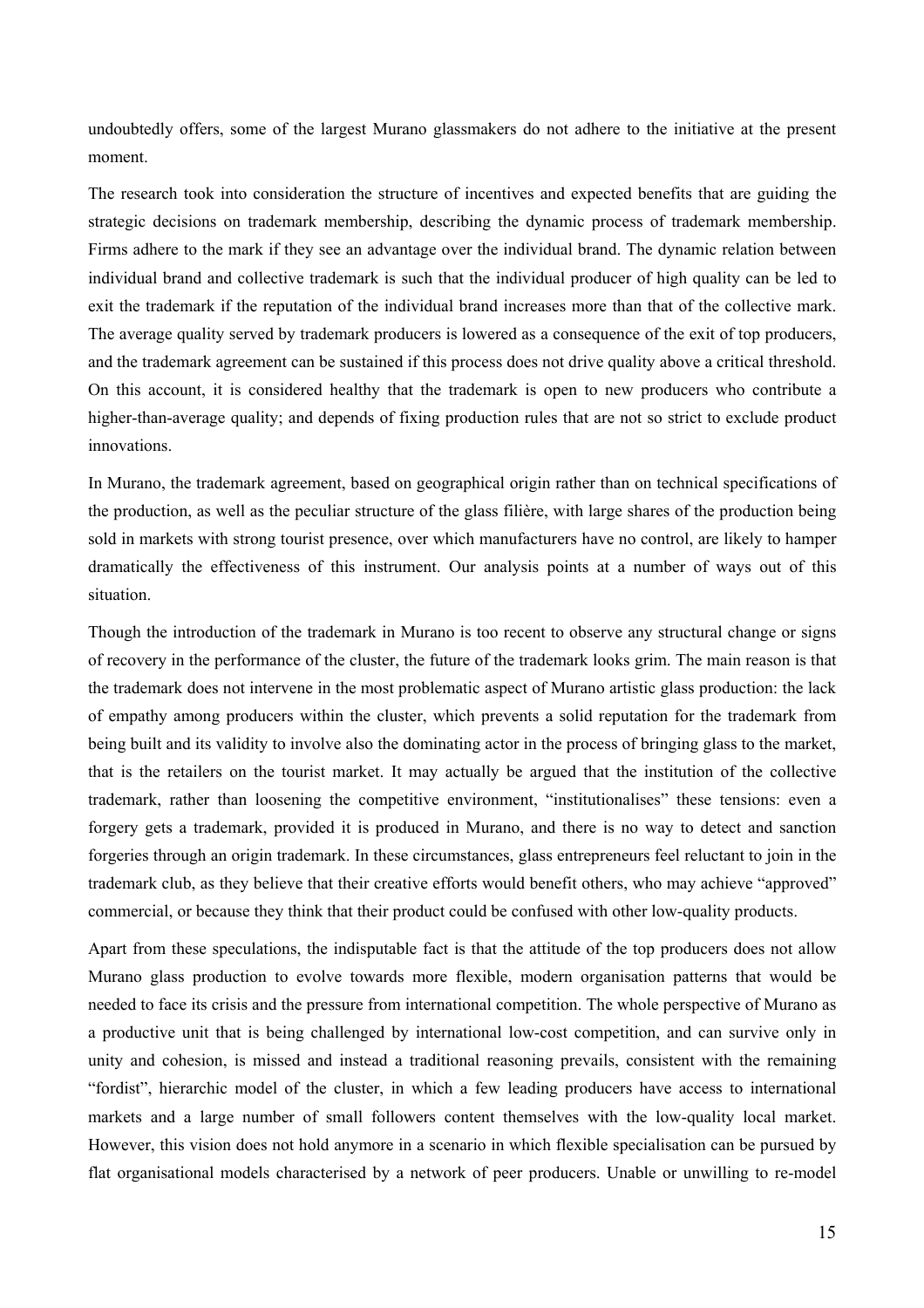undoubtedly offers, some of the largest Murano glassmakers do not adhere to the initiative at the present moment.

The research took into consideration the structure of incentives and expected benefits that are guiding the strategic decisions on trademark membership, describing the dynamic process of trademark membership. Firms adhere to the mark if they see an advantage over the individual brand. The dynamic relation between individual brand and collective trademark is such that the individual producer of high quality can be led to exit the trademark if the reputation of the individual brand increases more than that of the collective mark. The average quality served by trademark producers is lowered as a consequence of the exit of top producers, and the trademark agreement can be sustained if this process does not drive quality above a critical threshold. On this account, it is considered healthy that the trademark is open to new producers who contribute a higher-than-average quality; and depends of fixing production rules that are not so strict to exclude product innovations.

In Murano, the trademark agreement, based on geographical origin rather than on technical specifications of the production, as well as the peculiar structure of the glass filière, with large shares of the production being sold in markets with strong tourist presence, over which manufacturers have no control, are likely to hamper dramatically the effectiveness of this instrument. Our analysis points at a number of ways out of this situation.

Though the introduction of the trademark in Murano is too recent to observe any structural change or signs of recovery in the performance of the cluster, the future of the trademark looks grim. The main reason is that the trademark does not intervene in the most problematic aspect of Murano artistic glass production: the lack of empathy among producers within the cluster, which prevents a solid reputation for the trademark from being built and its validity to involve also the dominating actor in the process of bringing glass to the market, that is the retailers on the tourist market. It may actually be argued that the institution of the collective trademark, rather than loosening the competitive environment, "institutionalises" these tensions: even a forgery gets a trademark, provided it is produced in Murano, and there is no way to detect and sanction forgeries through an origin trademark. In these circumstances, glass entrepreneurs feel reluctant to join in the trademark club, as they believe that their creative efforts would benefit others, who may achieve "approved" commercial, or because they think that their product could be confused with other low-quality products.

Apart from these speculations, the indisputable fact is that the attitude of the top producers does not allow Murano glass production to evolve towards more flexible, modern organisation patterns that would be needed to face its crisis and the pressure from international competition. The whole perspective of Murano as a productive unit that is being challenged by international low-cost competition, and can survive only in unity and cohesion, is missed and instead a traditional reasoning prevails, consistent with the remaining "fordist", hierarchic model of the cluster, in which a few leading producers have access to international markets and a large number of small followers content themselves with the low-quality local market. However, this vision does not hold anymore in a scenario in which flexible specialisation can be pursued by flat organisational models characterised by a network of peer producers. Unable or unwilling to re-model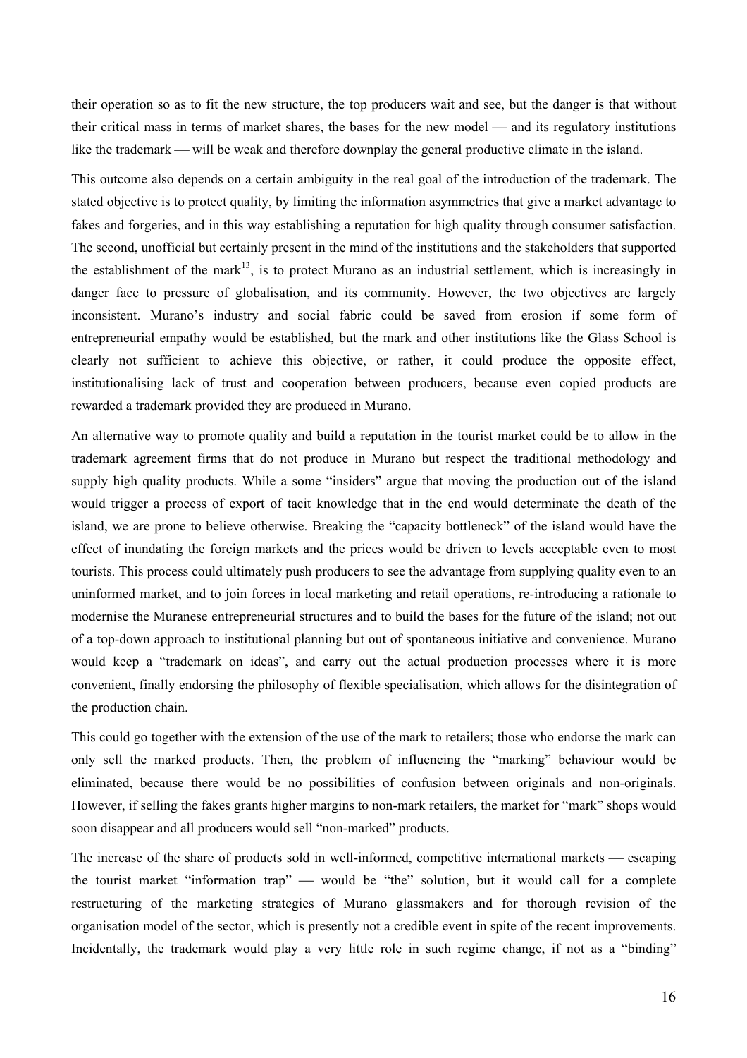their operation so as to fit the new structure, the top producers wait and see, but the danger is that without their critical mass in terms of market shares, the bases for the new model — and its regulatory institutions like the trademark — will be weak and therefore downplay the general productive climate in the island.

This outcome also depends on a certain ambiguity in the real goal of the introduction of the trademark. The stated objective is to protect quality, by limiting the information asymmetries that give a market advantage to fakes and forgeries, and in this way establishing a reputation for high quality through consumer satisfaction. The second, unofficial but certainly present in the mind of the institutions and the stakeholders that supported the establishment of the mark[13], is to protect Murano as an industrial settlement, which is increasingly in danger face to pressure of globalisation, and its community. However, the two objectives are largely inconsistent. Murano's industry and social fabric could be saved from erosion if some form of entrepreneurial empathy would be established, but the mark and other institutions like the Glass School is clearly not sufficient to achieve this objective, or rather, it could produce the opposite effect, institutionalising lack of trust and cooperation between producers, because even copied products are rewarded a trademark provided they are produced in Murano.

An alternative way to promote quality and build a reputation in the tourist market could be to allow in the trademark agreement firms that do not produce in Murano but respect the traditional methodology and supply high quality products. While a some "insiders" argue that moving the production out of the island would trigger a process of export of tacit knowledge that in the end would determinate the death of the island, we are prone to believe otherwise. Breaking the "capacity bottleneck" of the island would have the effect of inundating the foreign markets and the prices would be driven to levels acceptable even to most tourists. This process could ultimately push producers to see the advantage from supplying quality even to an uninformed market, and to join forces in local marketing and retail operations, re-introducing a rationale to modernise the Muranese entrepreneurial structures and to build the bases for the future of the island; not out of a top-down approach to institutional planning but out of spontaneous initiative and convenience. Murano would keep a "trademark on ideas", and carry out the actual production processes where it is more convenient, finally endorsing the philosophy of flexible specialisation, which allows for the disintegration of the production chain.

This could go together with the extension of the use of the mark to retailers; those who endorse the mark can only sell the marked products. Then, the problem of influencing the "marking" behaviour would be eliminated, because there would be no possibilities of confusion between originals and non-originals. However, if selling the fakes grants higher margins to non-mark retailers, the market for "mark" shops would soon disappear and all producers would sell "non-marked" products.

The increase of the share of products sold in well-informed, competitive international markets — escaping the tourist market "information trap" — would be "the" solution, but it would call for a complete restructuring of the marketing strategies of Murano glassmakers and for thorough revision of the organisation model of the sector, which is presently not a credible event in spite of the recent improvements. Incidentally, the trademark would play a very little role in such regime change, if not as a "binding"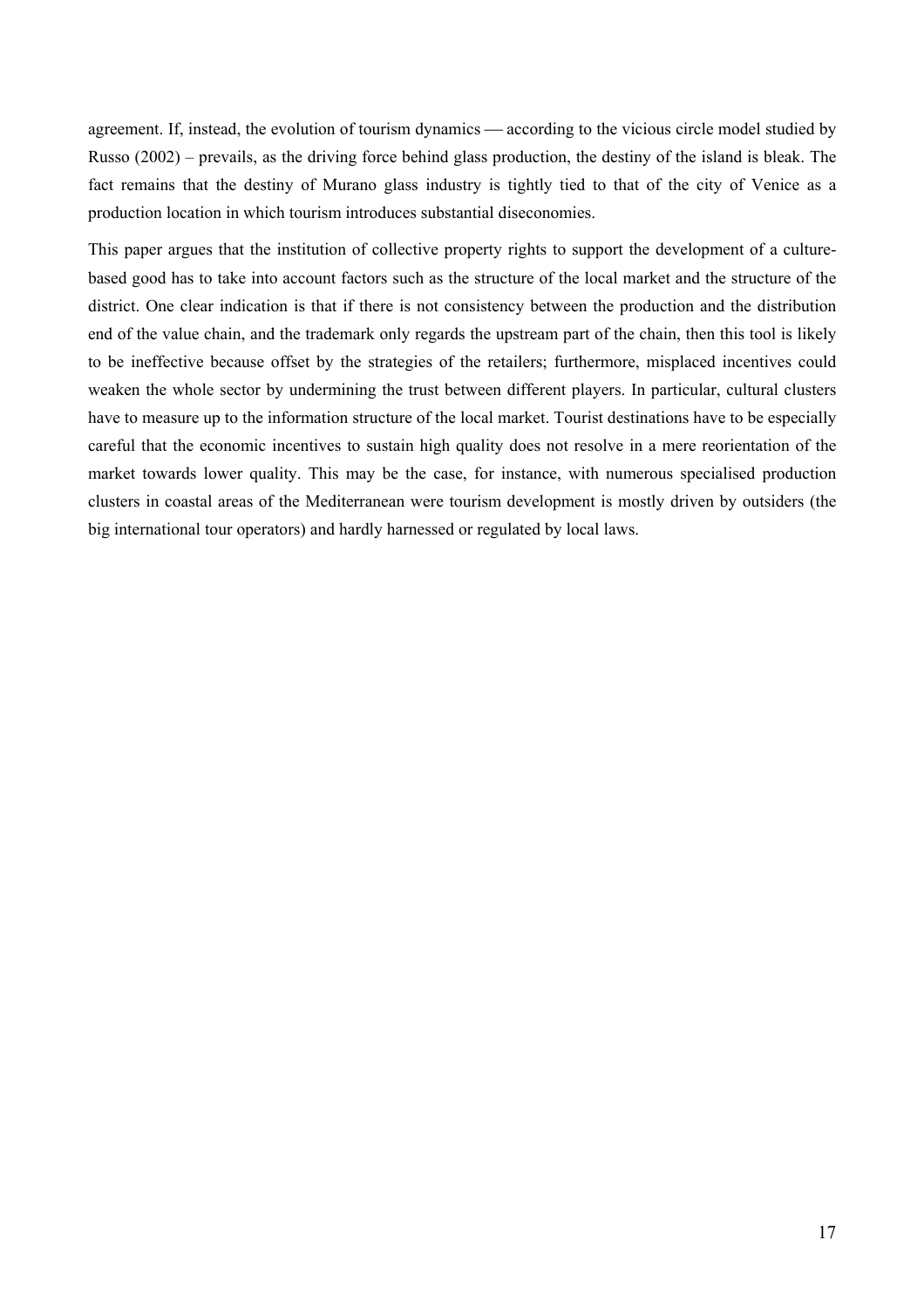agreement. If, instead, the evolution of tourism dynamics — according to the vicious circle model studied by Russo (2002) – prevails, as the driving force behind glass production, the destiny of the island is bleak. The fact remains that the destiny of Murano glass industry is tightly tied to that of the city of Venice as a production location in which tourism introduces substantial diseconomies.

This paper argues that the institution of collective property rights to support the development of a culture-based good has to take into account factors such as the structure of the local market and the structure of the district. One clear indication is that if there is not consistency between the production and the distribution end of the value chain, and the trademark only regards the upstream part of the chain, then this tool is likely to be ineffective because offset by the strategies of the retailers; furthermore, misplaced incentives could weaken the whole sector by undermining the trust between different players. In particular, cultural clusters have to measure up to the information structure of the local market. Tourist destinations have to be especially careful that the economic incentives to sustain high quality does not resolve in a mere reorientation of the market towards lower quality. This may be the case, for instance, with numerous specialised production clusters in coastal areas of the Mediterranean were tourism development is mostly driven by outsiders (the big international tour operators) and hardly harnessed or regulated by local laws.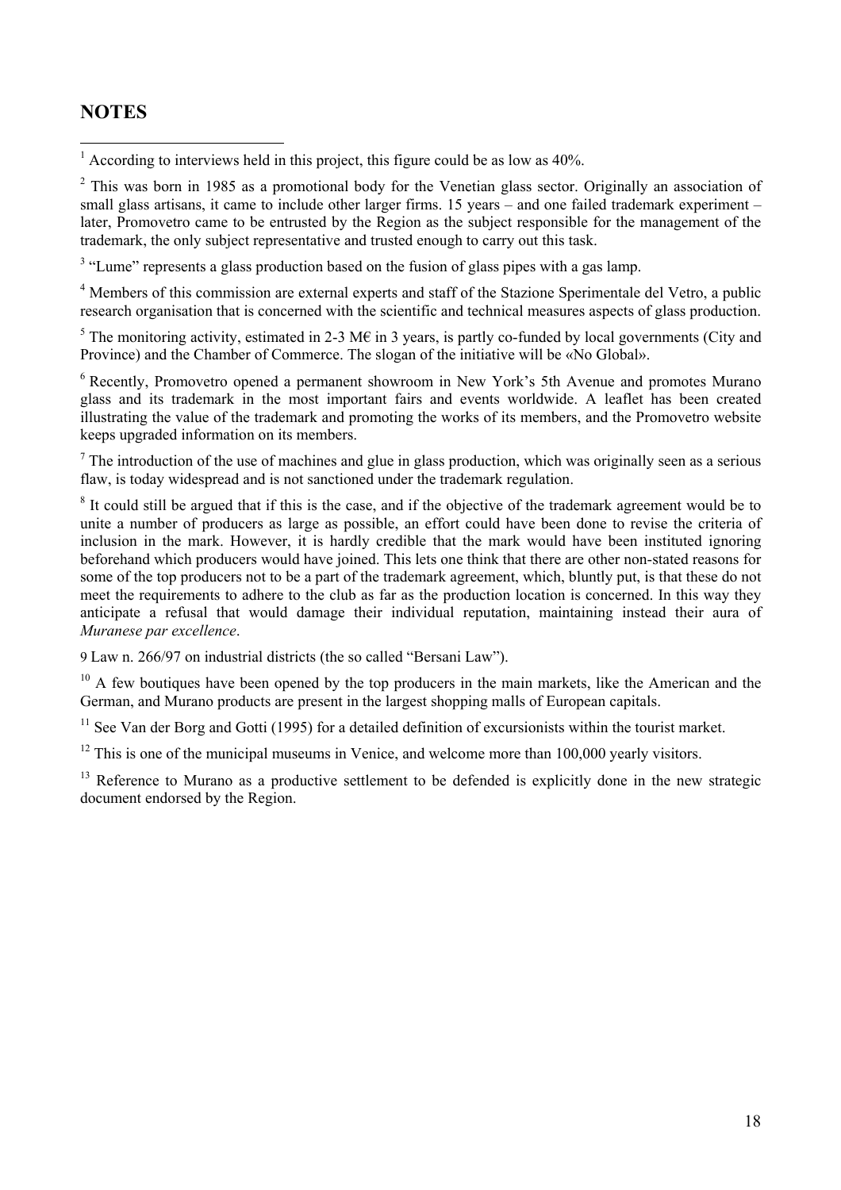## NOTES

[1] According to interviews held in this project, this figure could be as low as 40%.

[2] This was born in 1985 as a promotional body for the Venetian glass sector. Originally an association of small glass artisans, it came to include other larger firms. 15 years – and one failed trademark experiment – later, Promovetro came to be entrusted by the Region as the subject responsible for the management of the trademark, the only subject representative and trusted enough to carry out this task.

[3] "Lume" represents a glass production based on the fusion of glass pipes with a gas lamp.

[4] Members of this commission are external experts and staff of the Stazione Sperimentale del Vetro, a public research organisation that is concerned with the scientific and technical measures aspects of glass production.

[5] The monitoring activity, estimated in 2-3 M€ in 3 years, is partly co-funded by local governments (City and Province) and the Chamber of Commerce. The slogan of the initiative will be «No Global».

[6] Recently, Promovetro opened a permanent showroom in New York's 5th Avenue and promotes Murano glass and its trademark in the most important fairs and events worldwide. A leaflet has been created illustrating the value of the trademark and promoting the works of its members, and the Promovetro website keeps upgraded information on its members.

[7] The introduction of the use of machines and glue in glass production, which was originally seen as a serious flaw, is today widespread and is not sanctioned under the trademark regulation.

[8] It could still be argued that if this is the case, and if the objective of the trademark agreement would be to unite a number of producers as large as possible, an effort could have been done to revise the criteria of inclusion in the mark. However, it is hardly credible that the mark would have been instituted ignoring beforehand which producers would have joined. This lets one think that there are other non-stated reasons for some of the top producers not to be a part of the trademark agreement, which, bluntly put, is that these do not meet the requirements to adhere to the club as far as the production location is concerned. In this way they anticipate a refusal that would damage their individual reputation, maintaining instead their aura of *Muranese par excellence*.

9 Law n. 266/97 on industrial districts (the so called "Bersani Law").

[10] A few boutiques have been opened by the top producers in the main markets, like the American and the German, and Murano products are present in the largest shopping malls of European capitals.

[11] See Van der Borg and Gotti (1995) for a detailed definition of excursionists within the tourist market.

[12] This is one of the municipal museums in Venice, and welcome more than 100,000 yearly visitors.

[13] Reference to Murano as a productive settlement to be defended is explicitly done in the new strategic document endorsed by the Region.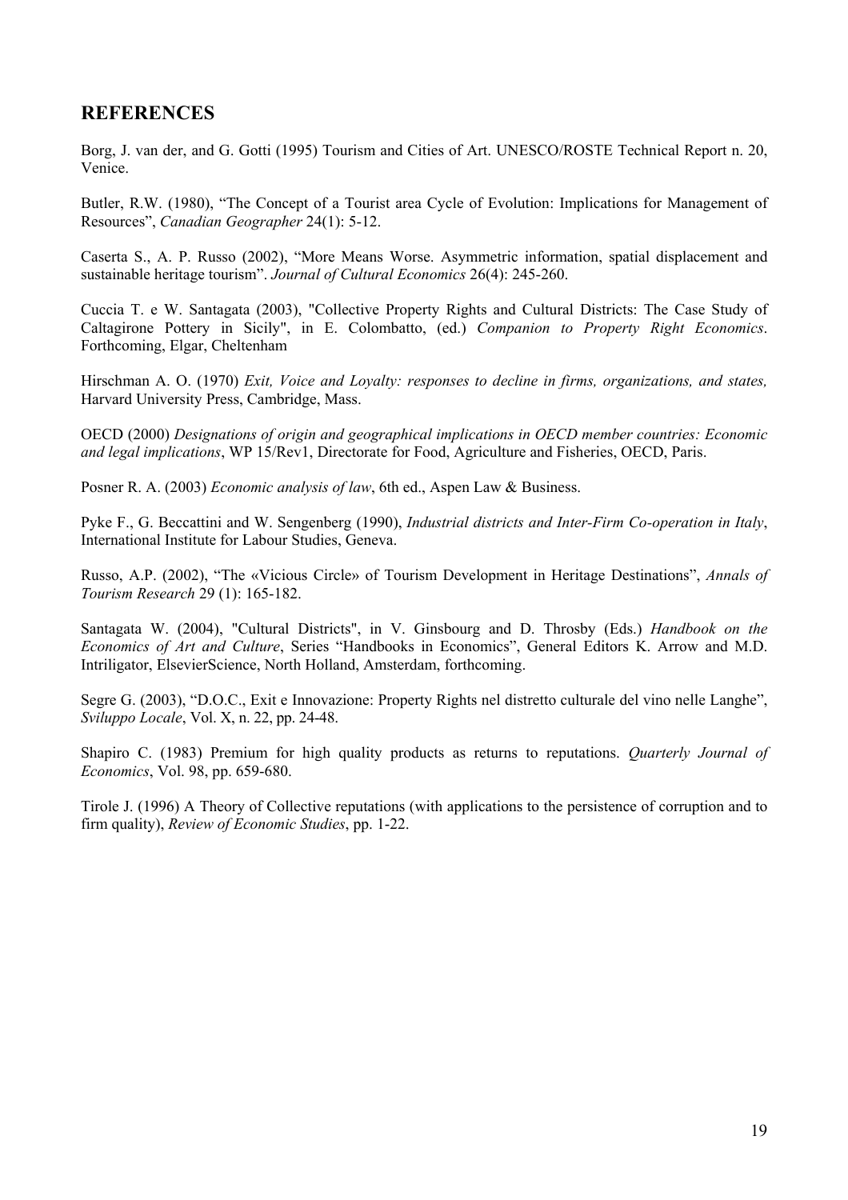## REFERENCES

Borg, J. van der, and G. Gotti (1995) Tourism and Cities of Art. UNESCO/ROSTE Technical Report n. 20, Venice.

Butler, R.W. (1980), "The Concept of a Tourist area Cycle of Evolution: Implications for Management of Resources", *Canadian Geographer* 24(1): 5-12.

Caserta S., A. P. Russo (2002), "More Means Worse. Asymmetric information, spatial displacement and sustainable heritage tourism". *Journal of Cultural Economics* 26(4): 245-260.

Cuccia T. e W. Santagata (2003), "Collective Property Rights and Cultural Districts: The Case Study of Caltagirone Pottery in Sicily", in E. Colombatto, (ed.) *Companion to Property Right Economics*. Forthcoming, Elgar, Cheltenham

Hirschman A. O. (1970) *Exit, Voice and Loyalty: responses to decline in firms, organizations, and states,* Harvard University Press, Cambridge, Mass.

OECD (2000) *Designations of origin and geographical implications in OECD member countries: Economic and legal implications*, WP 15/Rev1, Directorate for Food, Agriculture and Fisheries, OECD, Paris.

Posner R. A. (2003) *Economic analysis of law*, 6th ed., Aspen Law & Business.

Pyke F., G. Beccattini and W. Sengenberg (1990), *Industrial districts and Inter-Firm Co-operation in Italy*, International Institute for Labour Studies, Geneva.

Russo, A.P. (2002), "The «Vicious Circle» of Tourism Development in Heritage Destinations", *Annals of Tourism Research* 29 (1): 165-182.

Santagata W. (2004), "Cultural Districts", in V. Ginsbourg and D. Throsby (Eds.) *Handbook on the Economics of Art and Culture*, Series "Handbooks in Economics", General Editors K. Arrow and M.D. Intriligator, ElsevierScience, North Holland, Amsterdam, forthcoming.

Segre G. (2003), "D.O.C., Exit e Innovazione: Property Rights nel distretto culturale del vino nelle Langhe", *Sviluppo Locale*, Vol. X, n. 22, pp. 24-48.

Shapiro C. (1983) Premium for high quality products as returns to reputations. *Quarterly Journal of Economics*, Vol. 98, pp. 659-680.

Tirole J. (1996) A Theory of Collective reputations (with applications to the persistence of corruption and to firm quality), *Review of Economic Studies*, pp. 1-22.